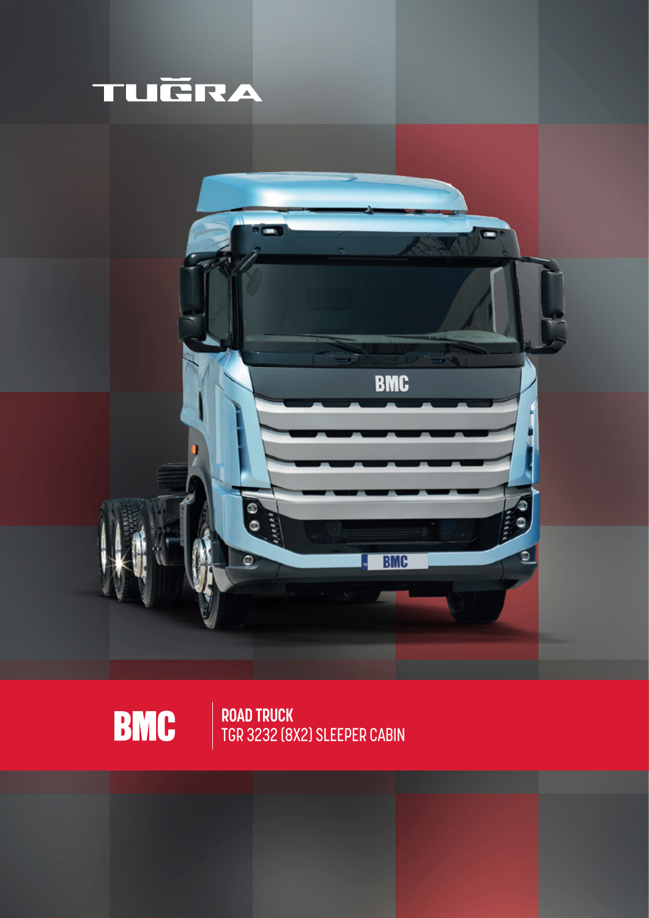# TUĞRA

BMC

**ROAD TRUCK**
TGR 3232 (8X2) SLEEPER CABIN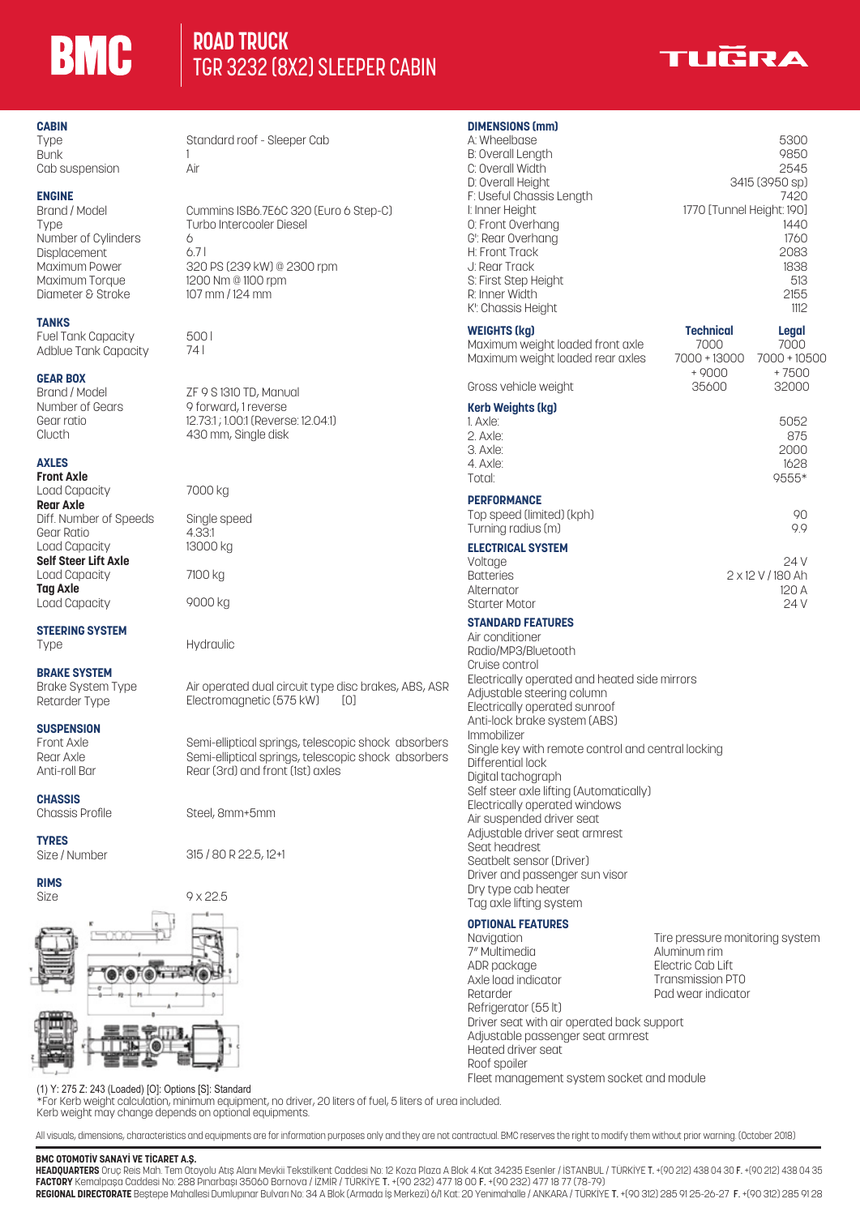# BMC

## ROAD TRUCK
## TGR 3232 (8X2) SLEEPER CABIN

TUĞRA

### CABIN

| | |
|---|---|
| Type | Standard roof - Sleeper Cab |
| Bunk | 1 |
| Cab suspension | Air |

### ENGINE

| | |
|---|---|
| Brand / Model | Cummins ISB6.7E6C 320 (Euro 6 Step-C) |
| Type | Turbo Intercooler Diesel |
| Number of Cylinders | 6 |
| Displacement | 6.7 l |
| Maximum Power | 320 PS (239 kW) @ 2300 rpm |
| Maximum Torque | 1200 Nm @ 1100 rpm |
| Diameter & Stroke | 107 mm / 124 mm |

### TANKS

| | |
|---|---|
| Fuel Tank Capacity | 500 l |
| Adblue Tank Capacity | 74 l |

### GEAR BOX

| | |
|---|---|
| Brand / Model | ZF 9 S 1310 TD, Manual |
| Number of Gears | 9 forward, 1 reverse |
| Gear ratio | 12.73:1 ; 1.00:1 (Reverse: 12.04:1) |
| Clucth | 430 mm, Single disk |

### AXLES

**Front Axle**

| | |
|---|---|
| Load Capacity | 7000 kg |

**Rear Axle**

| | |
|---|---|
| Diff. Number of Speeds | Single speed |
| Gear Ratio | 4.33:1 |
| Load Capacity | 13000 kg |

**Self Steer Lift Axle**

| | |
|---|---|
| Load Capacity | 7100 kg |

**Tag Axle**

| | |
|---|---|
| Load Capacity | 9000 kg |

### STEERING SYSTEM

| | |
|---|---|
| Type | Hydraulic |

### BRAKE SYSTEM

| | |
|---|---|
| Brake System Type | Air operated dual circuit type disc brakes, ABS, ASR |
| Retarder Type | Electromagnetic (575 kW) [O] |

### SUSPENSION

| | |
|---|---|
| Front Axle | Semi-elliptical springs, telescopic shock absorbers |
| Rear Axle | Semi-elliptical springs, telescopic shock absorbers |
| Anti-roll Bar | Rear (3rd) and front (1st) axles |

### CHASSIS

| | |
|---|---|
| Chassis Profile | Steel, 8mm+5mm |

### TYRES

| | |
|---|---|
| Size / Number | 315 / 80 R 22.5, 12+1 |

### RIMS

| | |
|---|---|
| Size | 9 x 22.5 |

### DIMENSIONS (mm)

| | |
|---|---|
| A: Wheelbase | 5300 |
| B: Overall Length | 9850 |
| C: Overall Width | 2545 |
| D: Overall Height | 3415 (3950 sp) |
| F: Useful Chassis Length | 7420 |
| I: Inner Height | 1770 (Tunnel Height: 190) |
| O: Front Overhang | 1440 |
| G': Rear Overhang | 1760 |
| H: Front Track | 2083 |
| J: Rear Track | 1838 |
| S: First Step Height | 513 |
| R: Inner Width | 2155 |
| K': Chassis Height | 1112 |

### WEIGHTS (kg)

| | Technical | Legal |
|---|---|---|
| Maximum weight loaded front axle | 7000 | 7000 |
| Maximum weight loaded rear axles | 7000 + 13000 + 9000 | 7000 + 10500 + 7500 |
| Gross vehicle weight | 35600 | 32000 |

### Kerb Weights (kg)

| | |
|---|---|
| 1. Axle: | 5052 |
| 2. Axle: | 875 |
| 3. Axle: | 2000 |
| 4. Axle: | 1628 |
| Total: | 9555* |

### PERFORMANCE

| | |
|---|---|
| Top speed (limited) (kph) | 90 |
| Turning radius (m) | 9.9 |

### ELECTRICAL SYSTEM

| | |
|---|---|
| Voltage | 24 V |
| Batteries | 2 x 12 V / 180 Ah |
| Alternator | 120 A |
| Starter Motor | 24 V |

### STANDARD FEATURES

Air conditioner
Radio/MP3/Bluetooth
Cruise control
Electrically operated and heated side mirrors
Adjustable steering column
Electrically operated sunroof
Anti-lock brake system (ABS)
Immobilizer
Single key with remote control and central locking
Differential lock
Digital tachograph
Self steer axle lifting (Automatically)
Electrically operated windows
Air suspended driver seat
Adjustable driver seat armrest
Seat headrest
Seatbelt sensor (Driver)
Driver and passenger sun visor
Dry type cab heater
Tag axle lifting system

### OPTIONAL FEATURES

Navigation
7" Multimedia
ADR package
Axle load indicator
Retarder
Refrigerator (55 lt)
Driver seat with air operated back support
Adjustable passenger seat armrest
Heated driver seat
Roof spoiler
Fleet management system socket and module
Tire pressure monitoring system
Aluminum rim
Electric Cab Lift
Transmission PTO
Pad wear indicator

(1) Y: 275 Z: 243 (Loaded) [O]: Options [S]: Standard
*For Kerb weight calculation, minimum equipment, no driver, 20 liters of fuel, 5 liters of urea included.
Kerb weight may change depends on optional equipments.

All visuals, dimensions, characteristics and equipments are for information purposes only and they are not contractual. BMC reserves the right to modify them without prior warning. (October 2018)

**BMC OTOMOTİV SANAYİ VE TİCARET A.Ş.**
**HEADQUARTERS** Oruç Reis Mah. Tem Otoyolu Atış Alanı Mevkii Tekstilkent Caddesi No: 12 Koza Plaza A Blok 4.Kat 34235 Esenler / İSTANBUL / TÜRKİYE **T.** +(90 212) 438 04 30 **F.** +(90 212) 438 04 35
**FACTORY** Kemalpaşa Caddesi No: 288 Pınarbaşı 35060 Bornova / İZMİR / TÜRKİYE **T.** +(90 232) 477 18 00 **F.** +(90 232) 477 18 77 (78-79)
**REGIONAL DIRECTORATE** Beştepe Mahallesi Dumlupınar Bulvarı No: 34 A Blok (Armada İş Merkezi) 6/1 Kat: 20 Yenimahalle / ANKARA / TÜRKİYE **T.** +(90 312) 285 91 25-26-27 **F.** +(90 312) 285 91 28